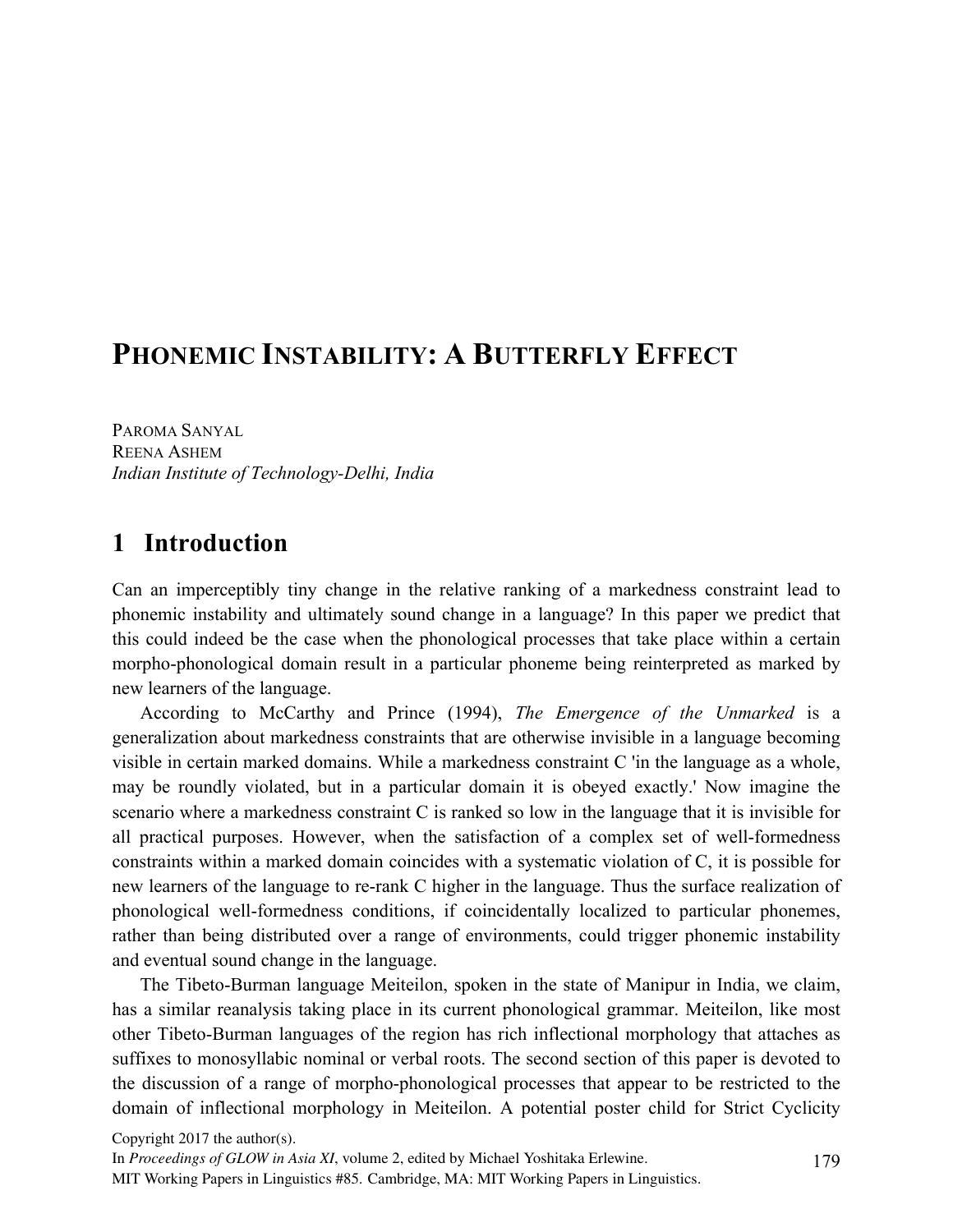# PHONEMIC INSTABILITY: A BUTTERFLY EFFECT

PAROMA SANYAL
REENA ASHEM
*Indian Institute of Technology-Delhi, India*

## 1 Introduction

Can an imperceptibly tiny change in the relative ranking of a markedness constraint lead to phonemic instability and ultimately sound change in a language? In this paper we predict that this could indeed be the case when the phonological processes that take place within a certain morpho-phonological domain result in a particular phoneme being reinterpreted as marked by new learners of the language.

According to McCarthy and Prince (1994), *The Emergence of the Unmarked* is a generalization about markedness constraints that are otherwise invisible in a language becoming visible in certain marked domains. While a markedness constraint C 'in the language as a whole, may be roundly violated, but in a particular domain it is obeyed exactly.' Now imagine the scenario where a markedness constraint C is ranked so low in the language that it is invisible for all practical purposes. However, when the satisfaction of a complex set of well-formedness constraints within a marked domain coincides with a systematic violation of C, it is possible for new learners of the language to re-rank C higher in the language. Thus the surface realization of phonological well-formedness conditions, if coincidentally localized to particular phonemes, rather than being distributed over a range of environments, could trigger phonemic instability and eventual sound change in the language.

The Tibeto-Burman language Meiteilon, spoken in the state of Manipur in India, we claim, has a similar reanalysis taking place in its current phonological grammar. Meiteilon, like most other Tibeto-Burman languages of the region has rich inflectional morphology that attaches as suffixes to monosyllabic nominal or verbal roots. The second section of this paper is devoted to the discussion of a range of morpho-phonological processes that appear to be restricted to the domain of inflectional morphology in Meiteilon. A potential poster child for Strict Cyclicity

Copyright 2017 the author(s).
In *Proceedings of GLOW in Asia XI*, volume 2, edited by Michael Yoshitaka Erlewine.
MIT Working Papers in Linguistics #85. Cambridge, MA: MIT Working Papers in Linguistics.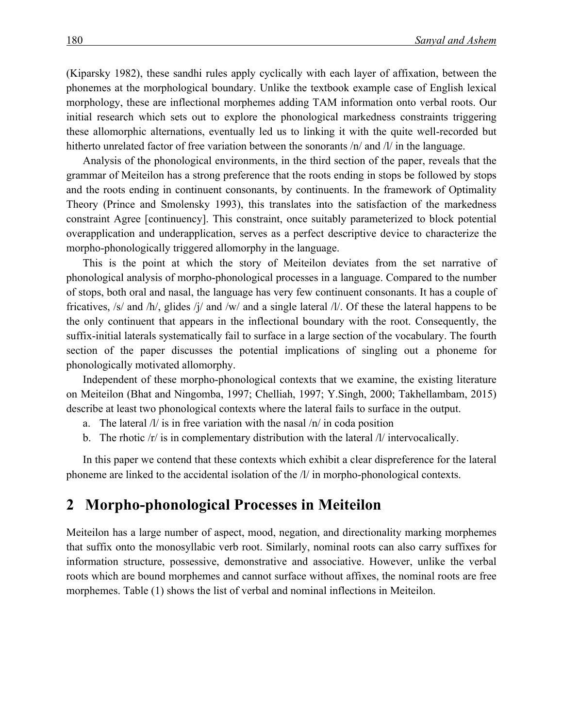(Kiparsky 1982), these sandhi rules apply cyclically with each layer of affixation, between the phonemes at the morphological boundary. Unlike the textbook example case of English lexical morphology, these are inflectional morphemes adding TAM information onto verbal roots. Our initial research which sets out to explore the phonological markedness constraints triggering these allomorphic alternations, eventually led us to linking it with the quite well-recorded but hitherto unrelated factor of free variation between the sonorants /n/ and /l/ in the language.

Analysis of the phonological environments, in the third section of the paper, reveals that the grammar of Meiteilon has a strong preference that the roots ending in stops be followed by stops and the roots ending in continuent consonants, by continuents. In the framework of Optimality Theory (Prince and Smolensky 1993), this translates into the satisfaction of the markedness constraint Agree [continuency]. This constraint, once suitably parameterized to block potential overapplication and underapplication, serves as a perfect descriptive device to characterize the morpho-phonologically triggered allomorphy in the language.

This is the point at which the story of Meiteilon deviates from the set narrative of phonological analysis of morpho-phonological processes in a language. Compared to the number of stops, both oral and nasal, the language has very few continuent consonants. It has a couple of fricatives, /s/ and /h/, glides /j/ and /w/ and a single lateral /l/. Of these the lateral happens to be the only continuent that appears in the inflectional boundary with the root. Consequently, the suffix-initial laterals systematically fail to surface in a large section of the vocabulary. The fourth section of the paper discusses the potential implications of singling out a phoneme for phonologically motivated allomorphy.

Independent of these morpho-phonological contexts that we examine, the existing literature on Meiteilon (Bhat and Ningomba, 1997; Chelliah, 1997; Y.Singh, 2000; Takhellambam, 2015) describe at least two phonological contexts where the lateral fails to surface in the output.

a. The lateral /l/ is in free variation with the nasal /n/ in coda position
b. The rhotic /r/ is in complementary distribution with the lateral /l/ intervocalically.

In this paper we contend that these contexts which exhibit a clear dispreference for the lateral phoneme are linked to the accidental isolation of the /l/ in morpho-phonological contexts.

## 2 Morpho-phonological Processes in Meiteilon

Meiteilon has a large number of aspect, mood, negation, and directionality marking morphemes that suffix onto the monosyllabic verb root. Similarly, nominal roots can also carry suffixes for information structure, possessive, demonstrative and associative. However, unlike the verbal roots which are bound morphemes and cannot surface without affixes, the nominal roots are free morphemes. Table (1) shows the list of verbal and nominal inflections in Meiteilon.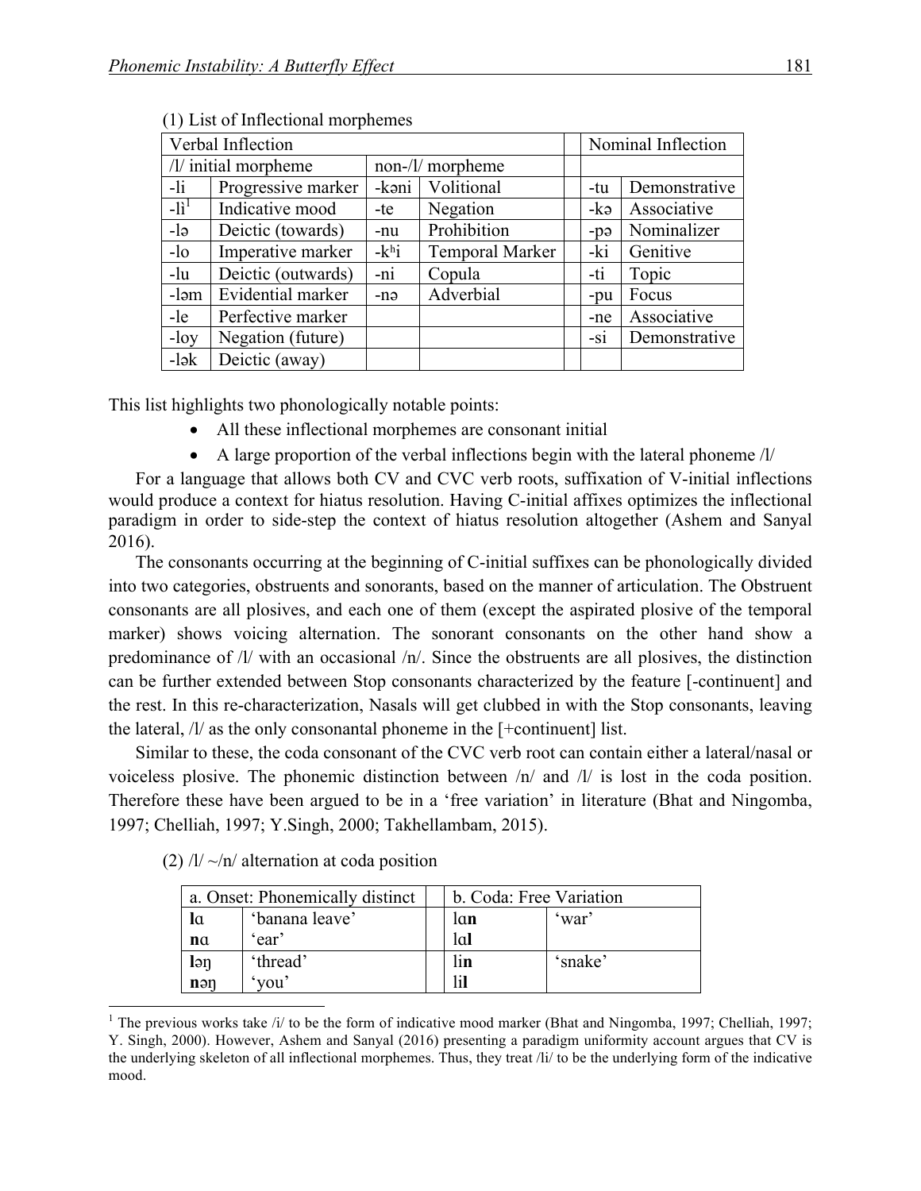(1) List of Inflectional morphemes

| Verbal Inflection | | | | | Nominal Inflection | |
|---|---|---|---|---|---|---|
| /l/ initial morpheme | | non-/l/ morpheme | | | | |
| -li | Progressive marker | -kəni | Volitional | | -tu | Demonstrative |
| -lì[1] | Indicative mood | -te | Negation | | -kə | Associative |
| -lə | Deictic (towards) | -nu | Prohibition | | -pə | Nominalizer |
| -lo | Imperative marker | -kʰi | Temporal Marker | | -ki | Genitive |
| -lu | Deictic (outwards) | -ni | Copula | | -ti | Topic |
| -ləm | Evidential marker | -nə | Adverbial | | -pu | Focus |
| -le | Perfective marker | | | | -ne | Associative |
| -loy | Negation (future) | | | | -si | Demonstrative |
| -lək | Deictic (away) | | | | | |

This list highlights two phonologically notable points:

- All these inflectional morphemes are consonant initial
- A large proportion of the verbal inflections begin with the lateral phoneme /l/

For a language that allows both CV and CVC verb roots, suffixation of V-initial inflections would produce a context for hiatus resolution. Having C-initial affixes optimizes the inflectional paradigm in order to side-step the context of hiatus resolution altogether (Ashem and Sanyal 2016).

The consonants occurring at the beginning of C-initial suffixes can be phonologically divided into two categories, obstruents and sonorants, based on the manner of articulation. The Obstruent consonants are all plosives, and each one of them (except the aspirated plosive of the temporal marker) shows voicing alternation. The sonorant consonants on the other hand show a predominance of /l/ with an occasional /n/. Since the obstruents are all plosives, the distinction can be further extended between Stop consonants characterized by the feature [-continuent] and the rest. In this re-characterization, Nasals will get clubbed in with the Stop consonants, leaving the lateral, /l/ as the only consonantal phoneme in the [+continuent] list.

Similar to these, the coda consonant of the CVC verb root can contain either a lateral/nasal or voiceless plosive. The phonemic distinction between /n/ and /l/ is lost in the coda position. Therefore these have been argued to be in a 'free variation' in literature (Bhat and Ningomba, 1997; Chelliah, 1997; Y.Singh, 2000; Takhellambam, 2015).

(2) /l/ ~/n/ alternation at coda position

| a. Onset: Phonemically distinct | | | b. Coda: Free Variation | |
|---|---|---|---|---|
| **l**ɑ | 'banana leave' | | lɑ**n** | 'war' |
| **n**ɑ | 'ear' | | lɑ**l** | |
| **l**əŋ | 'thread' | | li**n** | 'snake' |
| **n**əŋ | 'you' | | li**l** | |

[1] The previous works take /i/ to be the form of indicative mood marker (Bhat and Ningomba, 1997; Chelliah, 1997; Y. Singh, 2000). However, Ashem and Sanyal (2016) presenting a paradigm uniformity account argues that CV is the underlying skeleton of all inflectional morphemes. Thus, they treat /li/ to be the underlying form of the indicative mood.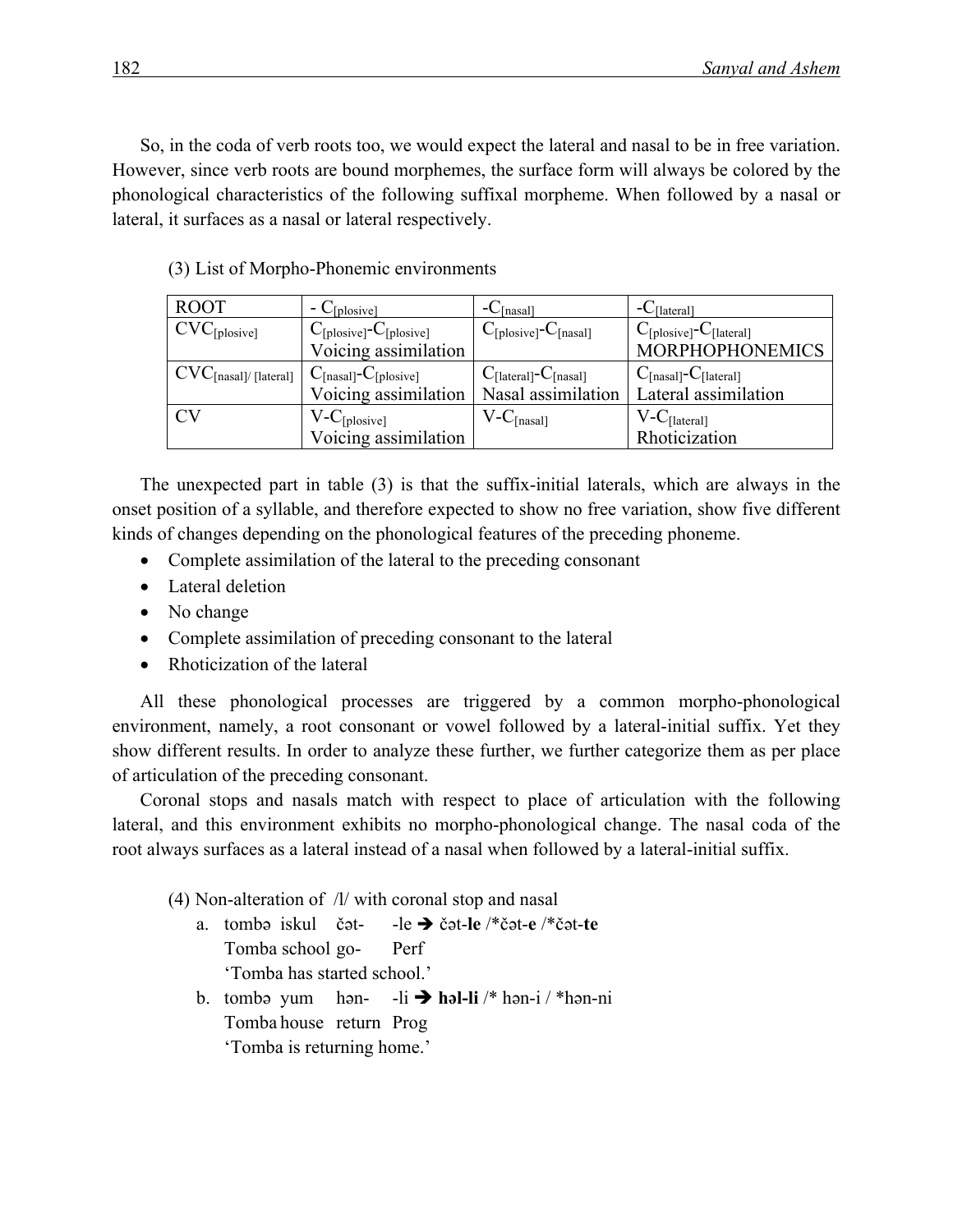So, in the coda of verb roots too, we would expect the lateral and nasal to be in free variation. However, since verb roots are bound morphemes, the surface form will always be colored by the phonological characteristics of the following suffixal morpheme. When followed by a nasal or lateral, it surfaces as a nasal or lateral respectively.

(3) List of Morpho-Phonemic environments

| ROOT | - $C_{[plosive]}$ | -$C_{[nasal]}$ | -$C_{[lateral]}$ |
|---|---|---|---|
| $CVC_{[plosive]}$ | $C_{[plosive]}$-$C_{[plosive]}$ Voicing assimilation | $C_{[plosive]}$-$C_{[nasal]}$ | $C_{[plosive]}$-$C_{[lateral]}$ MORPHOPHONEMICS |
| $CVC_{[nasal]/ [lateral]}$ | $C_{[nasal]}$-$C_{[plosive]}$ Voicing assimilation | $C_{[lateral]}$-$C_{[nasal]}$ Nasal assimilation | $C_{[nasal]}$-$C_{[lateral]}$ Lateral assimilation |
| CV | V-$C_{[plosive]}$ Voicing assimilation | V-$C_{[nasal]}$ | V-$C_{[lateral]}$ Rhoticization |

The unexpected part in table (3) is that the suffix-initial laterals, which are always in the onset position of a syllable, and therefore expected to show no free variation, show five different kinds of changes depending on the phonological features of the preceding phoneme.

- Complete assimilation of the lateral to the preceding consonant
- Lateral deletion
- No change
- Complete assimilation of preceding consonant to the lateral
- Rhoticization of the lateral

All these phonological processes are triggered by a common morpho-phonological environment, namely, a root consonant or vowel followed by a lateral-initial suffix. Yet they show different results. In order to analyze these further, we further categorize them as per place of articulation of the preceding consonant.

Coronal stops and nasals match with respect to place of articulation with the following lateral, and this environment exhibits no morpho-phonological change. The nasal coda of the root always surfaces as a lateral instead of a nasal when followed by a lateral-initial suffix.

(4) Non-alteration of /l/ with coronal stop and nasal

a. tombə iskul čət- -le ➔ čət-**le** /*čət-**e** /*čət-**te**
   Tomba school go- Perf
   'Tomba has started school.'

b. tombə yum hən- -li ➔ **həl-li** /* hən-i / *hən-ni
   Tomba house return Prog
   'Tomba is returning home.'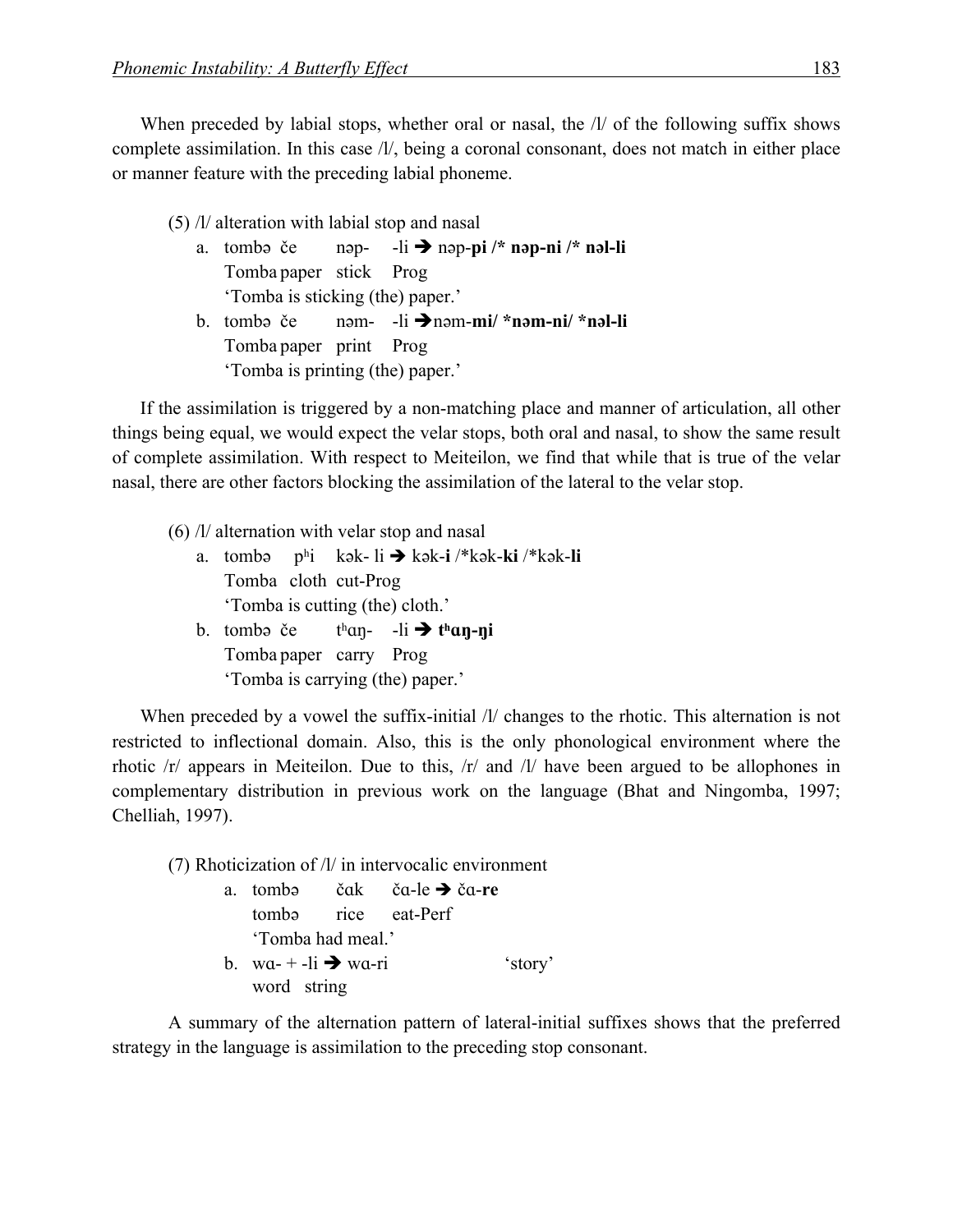When preceded by labial stops, whether oral or nasal, the /l/ of the following suffix shows complete assimilation. In this case /l/, being a coronal consonant, does not match in either place or manner feature with the preceding labial phoneme.

(5) /l/ alteration with labial stop and nasal

a. tombə če nəp- -li ➔ nəp-**pi /* nəp-ni /* nəl-li**
Tomba paper stick Prog
'Tomba is sticking (the) paper.'

b. tombə če nəm- -li ➔nəm-**mi/ *nəm-ni/ *nəl-li**
Tomba paper print Prog
'Tomba is printing (the) paper.'

If the assimilation is triggered by a non-matching place and manner of articulation, all other things being equal, we would expect the velar stops, both oral and nasal, to show the same result of complete assimilation. With respect to Meiteilon, we find that while that is true of the velar nasal, there are other factors blocking the assimilation of the lateral to the velar stop.

(6) /l/ alternation with velar stop and nasal

a. tombə pʰi kək- li ➔ kək-**i** /*kək-**ki** /*kək-**li**
Tomba cloth cut-Prog
'Tomba is cutting (the) cloth.'

b. tombə če tʰɑŋ- -li ➔ **tʰɑŋ-ŋi**
Tomba paper carry Prog
'Tomba is carrying (the) paper.'

When preceded by a vowel the suffix-initial /l/ changes to the rhotic. This alternation is not restricted to inflectional domain. Also, this is the only phonological environment where the rhotic /r/ appears in Meiteilon. Due to this, /r/ and /l/ have been argued to be allophones in complementary distribution in previous work on the language (Bhat and Ningomba, 1997; Chelliah, 1997).

(7) Rhoticization of /l/ in intervocalic environment

a. tombə čɑk čɑ-le ➔ čɑ-**re**
tombə rice eat-Perf
'Tomba had meal.'

b. wɑ- + -li ➔ wɑ-ri 'story'
word string

A summary of the alternation pattern of lateral-initial suffixes shows that the preferred strategy in the language is assimilation to the preceding stop consonant.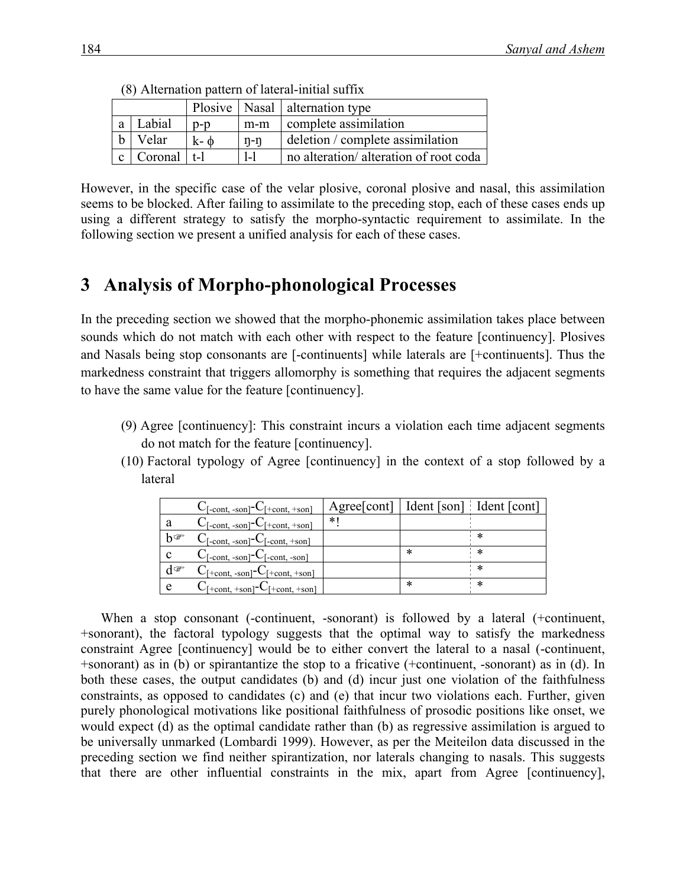(8) Alternation pattern of lateral-initial suffix

| | | Plosive | Nasal | alternation type |
|---|---|---|---|---|
| a | Labial | p-p | m-m | complete assimilation |
| b | Velar | k- ɸ | ŋ-ŋ | deletion / complete assimilation |
| c | Coronal | t-l | l-l | no alteration/ alteration of root coda |

However, in the specific case of the velar plosive, coronal plosive and nasal, this assimilation seems to be blocked. After failing to assimilate to the preceding stop, each of these cases ends up using a different strategy to satisfy the morpho-syntactic requirement to assimilate. In the following section we present a unified analysis for each of these cases.

# 3 Analysis of Morpho-phonological Processes

In the preceding section we showed that the morpho-phonemic assimilation takes place between sounds which do not match with each other with respect to the feature [continuency]. Plosives and Nasals being stop consonants are [-continuents] while laterals are [+continuents]. Thus the markedness constraint that triggers allomorphy is something that requires the adjacent segments to have the same value for the feature [continuency].

(9) Agree [continuency]: This constraint incurs a violation each time adjacent segments do not match for the feature [continuency].

(10) Factoral typology of Agree [continuency] in the context of a stop followed by a lateral

| | $C_{[-cont, -son]}$-$C_{[+cont, +son]}$ | Agree[cont] | Ident [son] | Ident [cont] |
|---|---|---|---|---|
| a | $C_{[-cont, -son]}$-$C_{[+cont, +son]}$ | *! | | |
| b☞ | $C_{[-cont, -son]}$-$C_{[-cont, +son]}$ | | | * |
| c | $C_{[-cont, -son]}$-$C_{[-cont, -son]}$ | | * | * |
| d☞ | $C_{[+cont, -son]}$-$C_{[+cont, +son]}$ | | | * |
| e | $C_{[+cont, +son]}$-$C_{[+cont, +son]}$ | | * | * |

When a stop consonant (-continuent, -sonorant) is followed by a lateral (+continuent, +sonorant), the factoral typology suggests that the optimal way to satisfy the markedness constraint Agree [continuency] would be to either convert the lateral to a nasal (-continuent, +sonorant) as in (b) or spirantantize the stop to a fricative (+continuent, -sonorant) as in (d). In both these cases, the output candidates (b) and (d) incur just one violation of the faithfulness constraints, as opposed to candidates (c) and (e) that incur two violations each. Further, given purely phonological motivations like positional faithfulness of prosodic positions like onset, we would expect (d) as the optimal candidate rather than (b) as regressive assimilation is argued to be universally unmarked (Lombardi 1999). However, as per the Meiteilon data discussed in the preceding section we find neither spirantization, nor laterals changing to nasals. This suggests that there are other influential constraints in the mix, apart from Agree [continuency],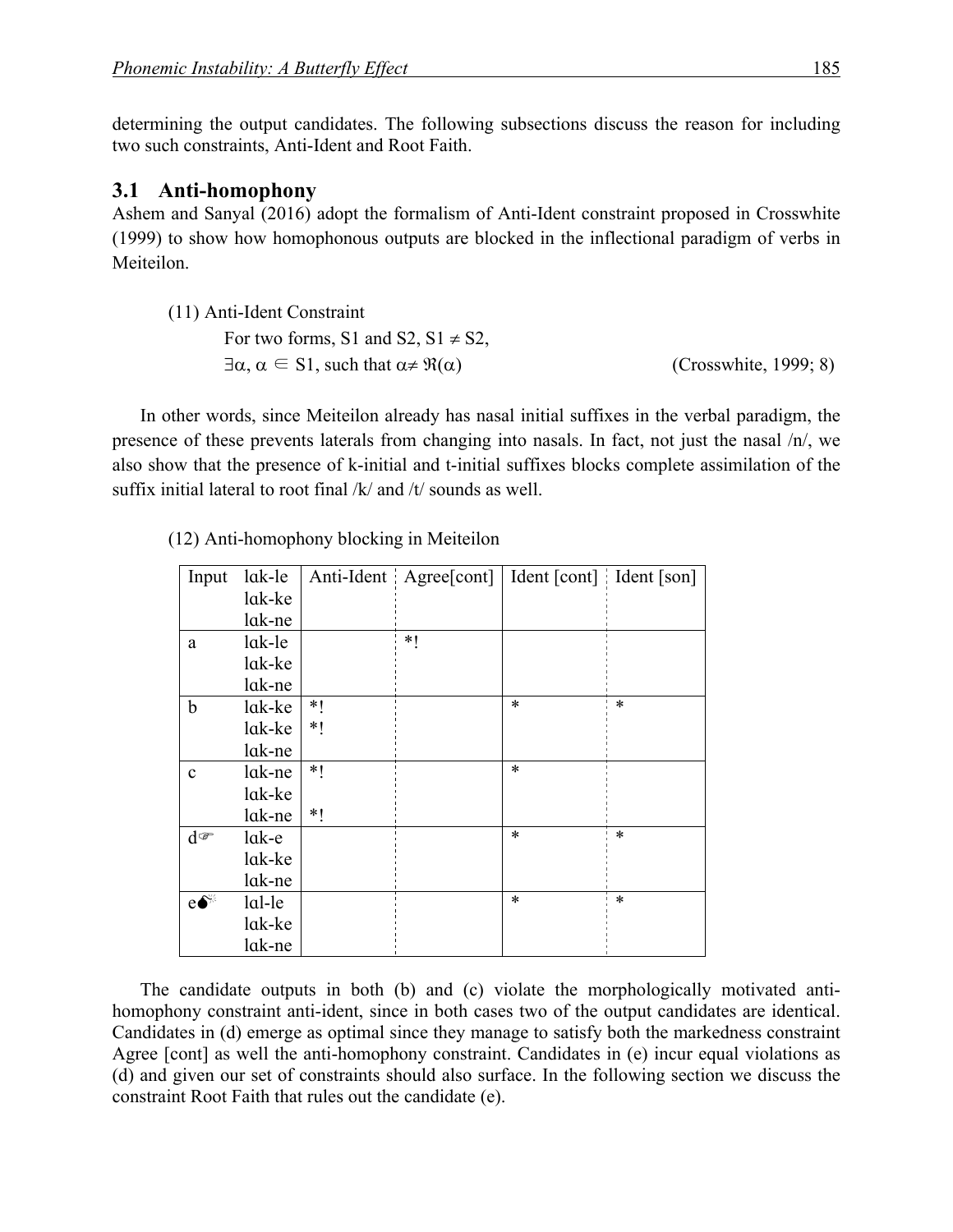determining the output candidates. The following subsections discuss the reason for including two such constraints, Anti-Ident and Root Faith.

## 3.1 Anti-homophony

Ashem and Sanyal (2016) adopt the formalism of Anti-Ident constraint proposed in Crosswhite (1999) to show how homophonous outputs are blocked in the inflectional paradigm of verbs in Meiteilon.

(11) Anti-Ident Constraint

For two forms, S1 and S2, S1 $\neq$ S2,

$\exists\alpha, \alpha \in$ S1, such that $\alpha \neq \Re(\alpha)$ (Crosswhite, 1999; 8)

In other words, since Meiteilon already has nasal initial suffixes in the verbal paradigm, the presence of these prevents laterals from changing into nasals. In fact, not just the nasal /n/, we also show that the presence of k-initial and t-initial suffixes blocks complete assimilation of the suffix initial lateral to root final /k/ and /t/ sounds as well.

(12) Anti-homophony blocking in Meiteilon

| Input | lɑk-le lɑk-ke lɑk-ne | Anti-Ident | Agree[cont] | Ident [cont] | Ident [son] |
|---|---|---|---|---|---|
| a | lɑk-le lɑk-ke lɑk-ne | | *! | | |
| b | lɑk-ke lɑk-ke lɑk-ne | *! *! | | * | * |
| c | lɑk-ne lɑk-ke lɑk-ne | *! *! | | * | |
| d☞ | lɑk-e lɑk-ke lɑk-ne | | | * | * |
| e💣 | lɑl-le lɑk-ke lɑk-ne | | | * | * |

The candidate outputs in both (b) and (c) violate the morphologically motivated anti-homophony constraint anti-ident, since in both cases two of the output candidates are identical. Candidates in (d) emerge as optimal since they manage to satisfy both the markedness constraint Agree [cont] as well the anti-homophony constraint. Candidates in (e) incur equal violations as (d) and given our set of constraints should also surface. In the following section we discuss the constraint Root Faith that rules out the candidate (e).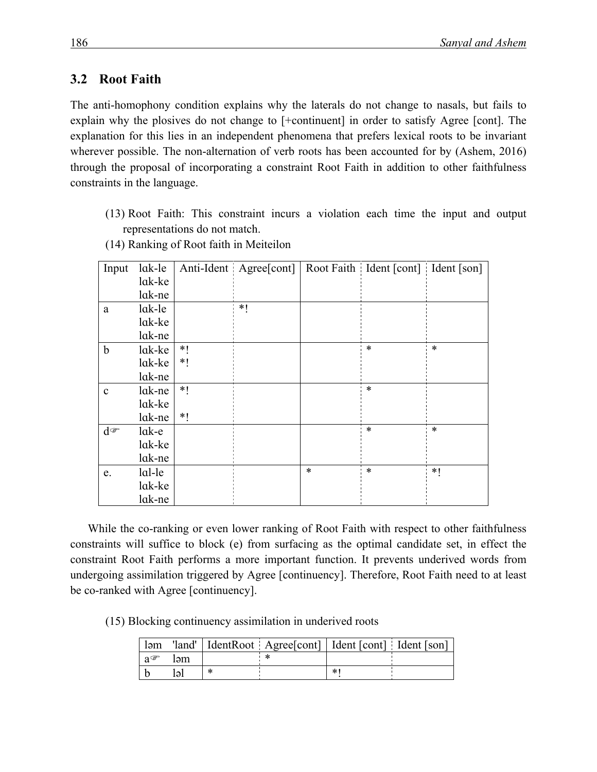## 3.2 Root Faith

The anti-homophony condition explains why the laterals do not change to nasals, but fails to explain why the plosives do not change to [+continuent] in order to satisfy Agree [cont]. The explanation for this lies in an independent phenomena that prefers lexical roots to be invariant wherever possible. The non-alternation of verb roots has been accounted for by (Ashem, 2016) through the proposal of incorporating a constraint Root Faith in addition to other faithfulness constraints in the language.

(13) Root Faith: This constraint incurs a violation each time the input and output representations do not match.

(14) Ranking of Root faith in Meiteilon

| Input | lɑk-le<br>lɑk-ke<br>lɑk-ne | Anti-Ident | Agree[cont] | Root Faith | Ident [cont] | Ident [son] |
|---|---|---|---|---|---|---|
| a | lɑk-le<br>lɑk-ke<br>lɑk-ne | | *! | | | |
| b | lɑk-ke<br>lɑk-ke<br>lɑk-ne | *!<br>*! | | | * | * |
| c | lɑk-ne<br>lɑk-ke<br>lɑk-ne | *!<br><br>*! | | | * | |
| d☞ | lɑk-e<br>lɑk-ke<br>lɑk-ne | | | | * | * |
| e. | lɑl-le<br>lɑk-ke<br>lɑk-ne | | | * | * | *! |

While the co-ranking or even lower ranking of Root Faith with respect to other faithfulness constraints will suffice to block (e) from surfacing as the optimal candidate set, in effect the constraint Root Faith performs a more important function. It prevents underived words from undergoing assimilation triggered by Agree [continuency]. Therefore, Root Faith need to at least be co-ranked with Agree [continuency].

(15) Blocking continuency assimilation in underived roots

| ləm | 'land' | IdentRoot | Agree[cont] | Ident [cont] | Ident [son] |
|---|---|---|---|---|---|
| a☞ | ləm | | * | | |
| b | ləl | * | | *! | |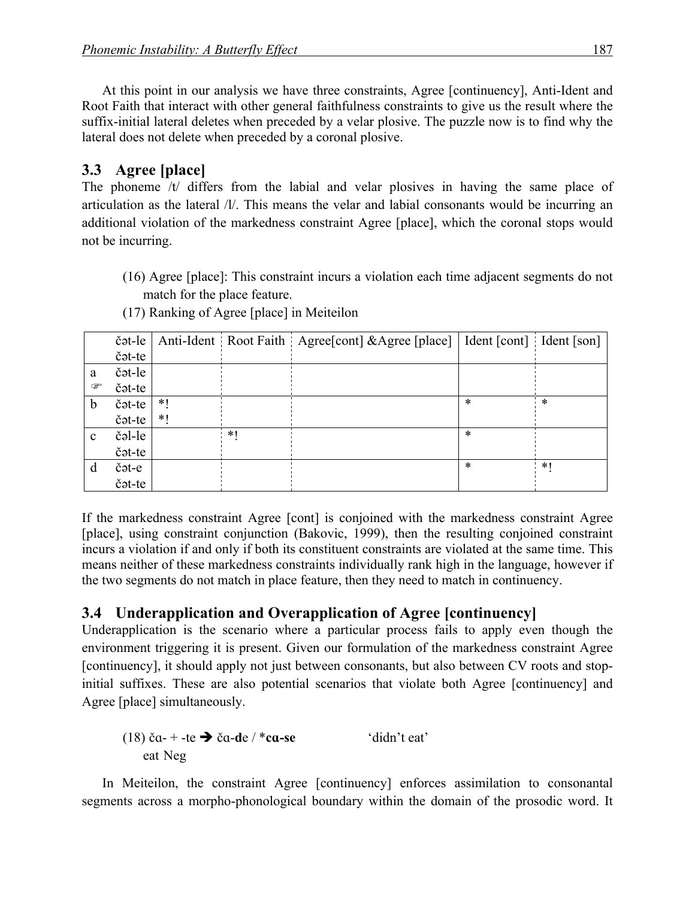At this point in our analysis we have three constraints, Agree [continuency], Anti-Ident and Root Faith that interact with other general faithfulness constraints to give us the result where the suffix-initial lateral deletes when preceded by a velar plosive. The puzzle now is to find why the lateral does not delete when preceded by a coronal plosive.

### 3.3 Agree [place]

The phoneme /t/ differs from the labial and velar plosives in having the same place of articulation as the lateral /l/. This means the velar and labial consonants would be incurring an additional violation of the markedness constraint Agree [place], which the coronal stops would not be incurring.

(16) Agree [place]: This constraint incurs a violation each time adjacent segments do not match for the place feature.

(17) Ranking of Agree [place] in Meiteilon

| | čət-le<br>čət-te | Anti-Ident | Root Faith | Agree[cont] &Agree [place] | Ident [cont] | Ident [son] |
|---|---|---|---|---|---|---|
| a<br>☞ | čət-le<br>čət-te | | | | | |
| b | čət-te<br>čət-te | *!<br>*! | | | * | * |
| c | čəl-le<br>čət-te | | *! | | * | |
| d | čət-e<br>čət-te | | | | * | *! |

If the markedness constraint Agree [cont] is conjoined with the markedness constraint Agree [place], using constraint conjunction (Bakovic, 1999), then the resulting conjoined constraint incurs a violation if and only if both its constituent constraints are violated at the same time. This means neither of these markedness constraints individually rank high in the language, however if the two segments do not match in place feature, then they need to match in continuency.

### 3.4 Underapplication and Overapplication of Agree [continuency]

Underapplication is the scenario where a particular process fails to apply even though the environment triggering it is present. Given our formulation of the markedness constraint Agree [continuency], it should apply not just between consonants, but also between CV roots and stop-initial suffixes. These are also potential scenarios that violate both Agree [continuency] and Agree [place] simultaneously.

(18) čɑ- + -te ➔ čɑ-**d**e / ***cɑ-se** 'didn't eat'
eat Neg

In Meiteilon, the constraint Agree [continuency] enforces assimilation to consonantal segments across a morpho-phonological boundary within the domain of the prosodic word. It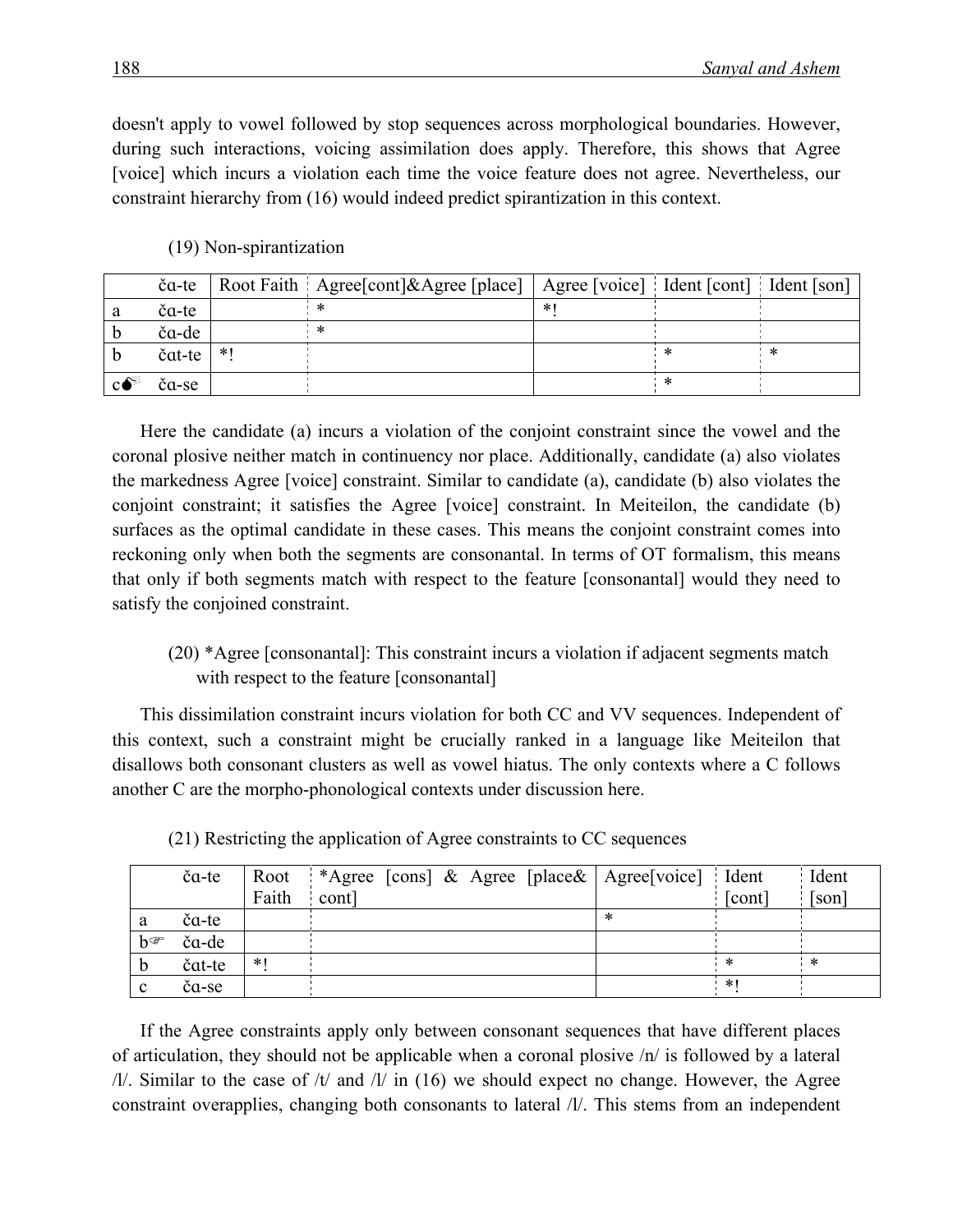doesn't apply to vowel followed by stop sequences across morphological boundaries. However, during such interactions, voicing assimilation does apply. Therefore, this shows that Agree [voice] which incurs a violation each time the voice feature does not agree. Nevertheless, our constraint hierarchy from (16) would indeed predict spirantization in this context.

(19) Non-spirantization

| | čɑ-te | Root Faith | Agree[cont]&Agree [place] | Agree [voice] | Ident [cont] | Ident [son] |
|---|---|---|---|---|---|---|
| a | čɑ-te | | * | *! | | |
| b | čɑ-de | | * | | | |
| b | čɑt-te | *! | | | * | * |
| c💣 | čɑ-se | | | | * | |

Here the candidate (a) incurs a violation of the conjoint constraint since the vowel and the coronal plosive neither match in continuency nor place. Additionally, candidate (a) also violates the markedness Agree [voice] constraint. Similar to candidate (a), candidate (b) also violates the conjoint constraint; it satisfies the Agree [voice] constraint. In Meiteilon, the candidate (b) surfaces as the optimal candidate in these cases. This means the conjoint constraint comes into reckoning only when both the segments are consonantal. In terms of OT formalism, this means that only if both segments match with respect to the feature [consonantal] would they need to satisfy the conjoined constraint.

(20) *Agree [consonantal]: This constraint incurs a violation if adjacent segments match with respect to the feature [consonantal]

This dissimilation constraint incurs violation for both CC and VV sequences. Independent of this context, such a constraint might be crucially ranked in a language like Meiteilon that disallows both consonant clusters as well as vowel hiatus. The only contexts where a C follows another C are the morpho-phonological contexts under discussion here.

(21) Restricting the application of Agree constraints to CC sequences

| | čɑ-te | Root Faith | *Agree [cons] & Agree [place& cont] | Agree[voice] | Ident [cont] | Ident [son] |
|---|---|---|---|---|---|---|
| a | čɑ-te | | | * | | |
| b☞ | čɑ-de | | | | | |
| b | čɑt-te | *! | | | * | * |
| c | čɑ-se | | | | *! | |

If the Agree constraints apply only between consonant sequences that have different places of articulation, they should not be applicable when a coronal plosive /n/ is followed by a lateral /l/. Similar to the case of /t/ and /l/ in (16) we should expect no change. However, the Agree constraint overapplies, changing both consonants to lateral /l/. This stems from an independent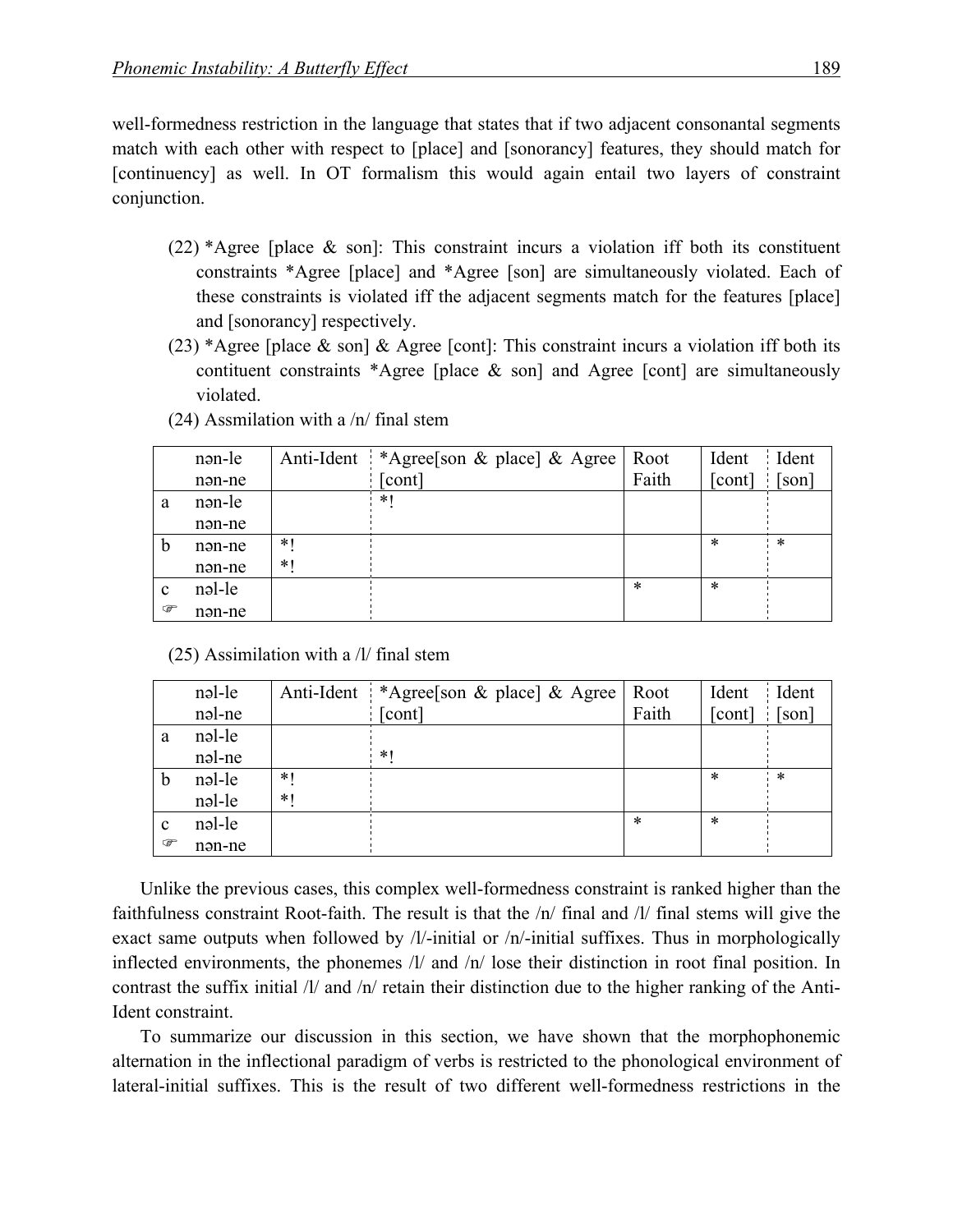well-formedness restriction in the language that states that if two adjacent consonantal segments match with each other with respect to [place] and [sonorancy] features, they should match for [continuency] as well. In OT formalism this would again entail two layers of constraint conjunction.

(22) *Agree [place & son]: This constraint incurs a violation iff both its constituent constraints *Agree [place] and *Agree [son] are simultaneously violated. Each of these constraints is violated iff the adjacent segments match for the features [place] and [sonorancy] respectively.

(23) *Agree [place & son] & Agree [cont]: This constraint incurs a violation iff both its contituent constraints *Agree [place & son] and Agree [cont] are simultaneously violated.

(24) Assmilation with a /n/ final stem

| | nən-le<br>nən-ne | Anti-Ident | *Agree[son & place] & Agree [cont] | Root Faith | Ident [cont] | Ident [son] |
|---|---|---|---|---|---|---|
| a | nən-le<br>nən-ne | | *! | | | |
| b | nən-ne<br>nən-ne | *!<br>*! | | | * | * |
| c<br>☞ | nəl-le<br>nən-ne | | | * | * | |

(25) Assimilation with a /l/ final stem

| | nəl-le<br>nəl-ne | Anti-Ident | *Agree[son & place] & Agree [cont] | Root Faith | Ident [cont] | Ident [son] |
|---|---|---|---|---|---|---|
| a | nəl-le<br>nəl-ne | | <br>*! | | | |
| b | nəl-le<br>nəl-le | *!<br>*! | | | * | * |
| c<br>☞ | nəl-le<br>nən-ne | | | * | * | |

Unlike the previous cases, this complex well-formedness constraint is ranked higher than the faithfulness constraint Root-faith. The result is that the /n/ final and /l/ final stems will give the exact same outputs when followed by /l/-initial or /n/-initial suffixes. Thus in morphologically inflected environments, the phonemes /l/ and /n/ lose their distinction in root final position. In contrast the suffix initial /l/ and /n/ retain their distinction due to the higher ranking of the Anti-Ident constraint.

To summarize our discussion in this section, we have shown that the morphophonemic alternation in the inflectional paradigm of verbs is restricted to the phonological environment of lateral-initial suffixes. This is the result of two different well-formedness restrictions in the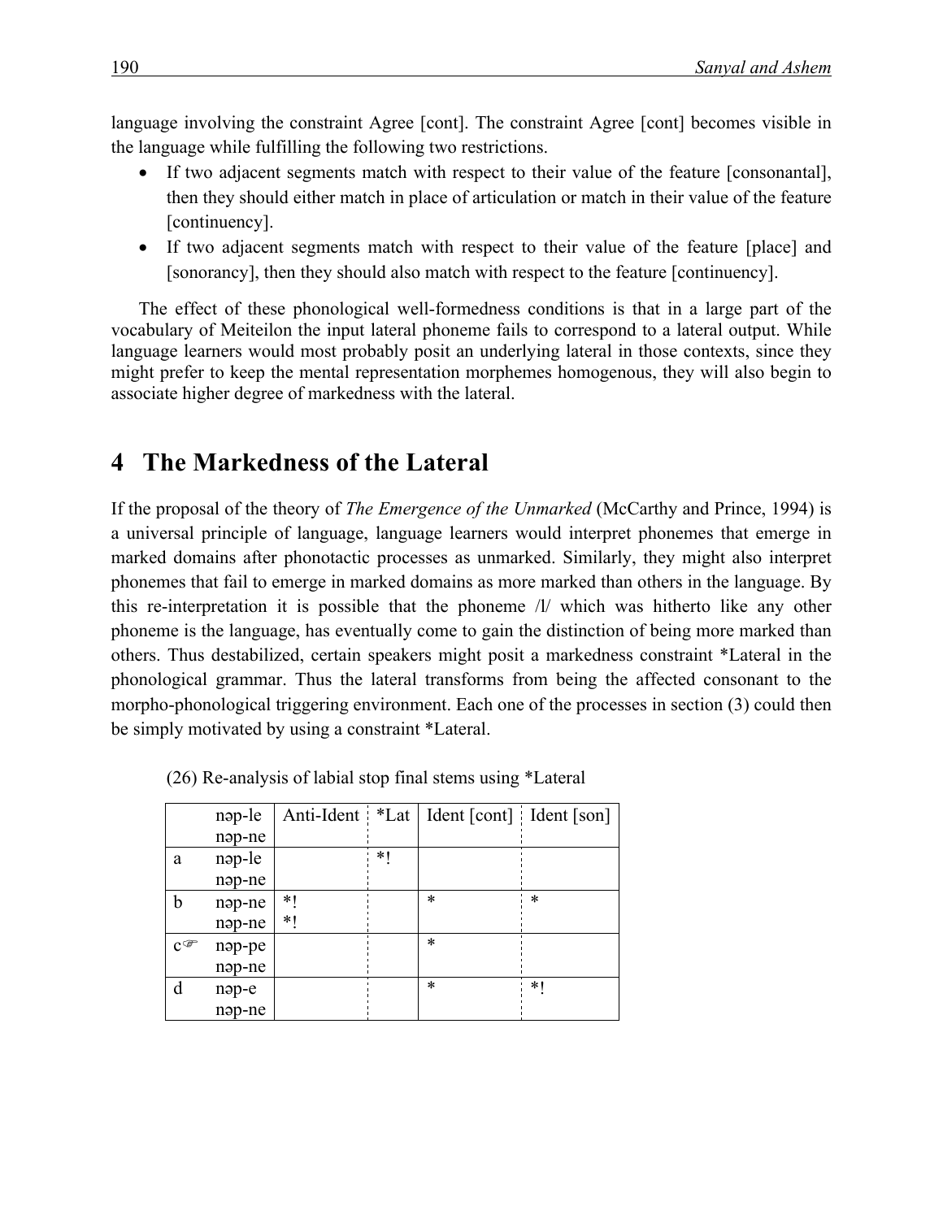language involving the constraint Agree [cont]. The constraint Agree [cont] becomes visible in the language while fulfilling the following two restrictions.

- If two adjacent segments match with respect to their value of the feature [consonantal], then they should either match in place of articulation or match in their value of the feature [continuency].
- If two adjacent segments match with respect to their value of the feature [place] and [sonorancy], then they should also match with respect to the feature [continuency].

The effect of these phonological well-formedness conditions is that in a large part of the vocabulary of Meiteilon the input lateral phoneme fails to correspond to a lateral output. While language learners would most probably posit an underlying lateral in those contexts, since they might prefer to keep the mental representation morphemes homogenous, they will also begin to associate higher degree of markedness with the lateral.

# 4 The Markedness of the Lateral

If the proposal of the theory of *The Emergence of the Unmarked* (McCarthy and Prince, 1994) is a universal principle of language, language learners would interpret phonemes that emerge in marked domains after phonotactic processes as unmarked. Similarly, they might also interpret phonemes that fail to emerge in marked domains as more marked than others in the language. By this re-interpretation it is possible that the phoneme /l/ which was hitherto like any other phoneme is the language, has eventually come to gain the distinction of being more marked than others. Thus destabilized, certain speakers might posit a markedness constraint *Lateral in the phonological grammar. Thus the lateral transforms from being the affected consonant to the morpho-phonological triggering environment. Each one of the processes in section (3) could then be simply motivated by using a constraint *Lateral.

(26) Re-analysis of labial stop final stems using *Lateral

| | nəp-le<br>nəp-ne | Anti-Ident | *Lat | Ident [cont] | Ident [son] |
|---|---|---|---|---|---|
| a | nəp-le<br>nəp-ne | | *! | | |
| b | nəp-ne<br>nəp-ne | *!<br>*! | | * | * |
| c☞ | nəp-pe<br>nəp-ne | | | * | |
| d | nəp-e<br>nəp-ne | | | * | *! |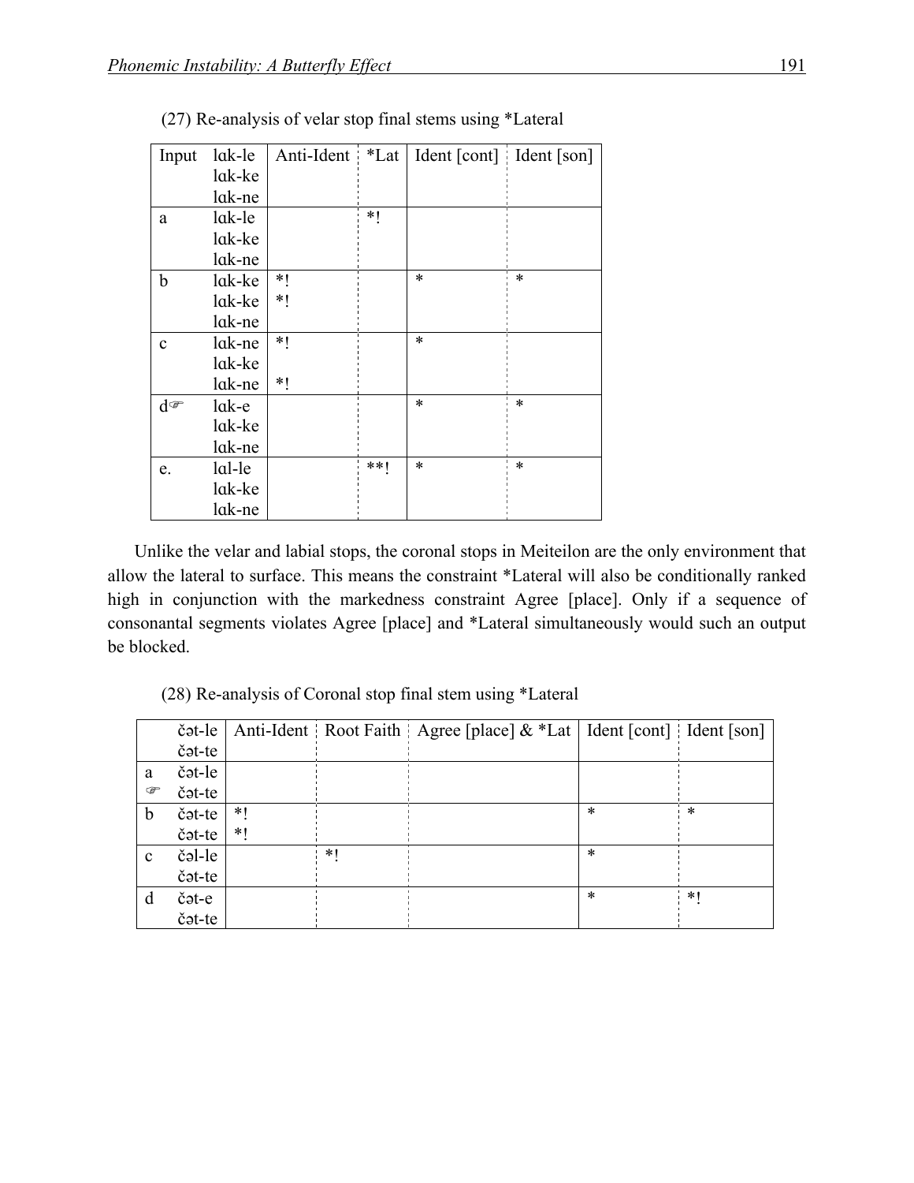(27) Re-analysis of velar stop final stems using *Lateral

| Input | lɑk-le<br>lɑk-ke<br>lɑk-ne | Anti-Ident | *Lat | Ident [cont] | Ident [son] |
|---|---|---|---|---|---|
| a | lɑk-le<br>lɑk-ke<br>lɑk-ne | | *! | | |
| b | lɑk-ke<br>lɑk-ke<br>lɑk-ne | *!<br>*! | | * | * |
| c | lɑk-ne<br>lɑk-ke<br>lɑk-ne | *!<br><br>*! | | * | |
| d☞ | lɑk-e<br>lɑk-ke<br>lɑk-ne | | | * | * |
| e. | lɑl-le<br>lɑk-ke<br>lɑk-ne | | **! | * | * |

Unlike the velar and labial stops, the coronal stops in Meiteilon are the only environment that allow the lateral to surface. This means the constraint *Lateral will also be conditionally ranked high in conjunction with the markedness constraint Agree [place]. Only if a sequence of consonantal segments violates Agree [place] and *Lateral simultaneously would such an output be blocked.

(28) Re-analysis of Coronal stop final stem using *Lateral

| | čət-le<br>čət-te | Anti-Ident | Root Faith | Agree [place] & *Lat | Ident [cont] | Ident [son] |
|---|---|---|---|---|---|---|
| a<br>☞ | čət-le<br>čət-te | | | | | |
| b | čət-te<br>čət-te | *!<br>*! | | | * | * |
| c | čəl-le<br>čət-te | | *! | | * | |
| d | čət-e<br>čət-te | | | | * | *! |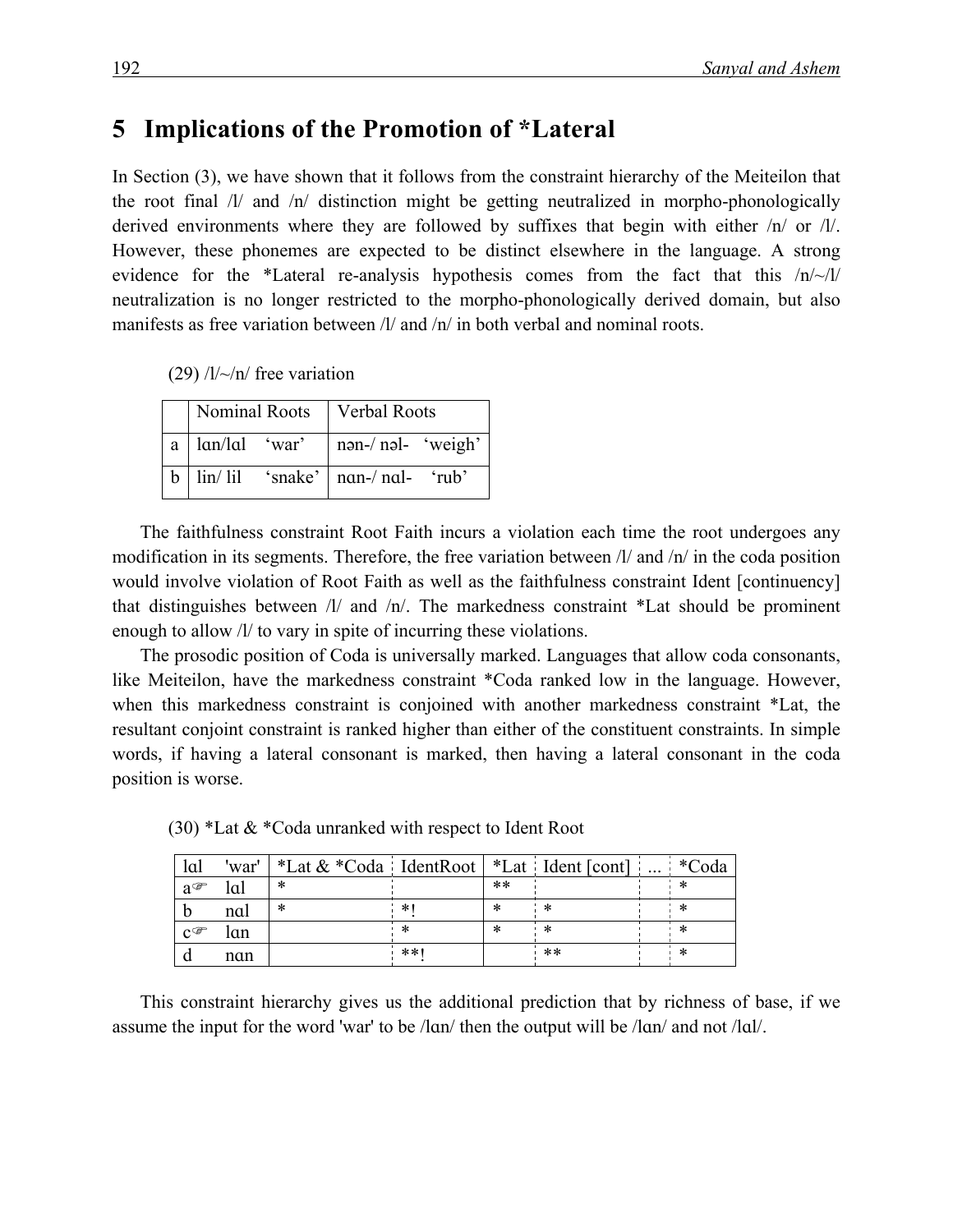# 5 Implications of the Promotion of *Lateral

In Section (3), we have shown that it follows from the constraint hierarchy of the Meiteilon that the root final /l/ and /n/ distinction might be getting neutralized in morpho-phonologically derived environments where they are followed by suffixes that begin with either /n/ or /l/. However, these phonemes are expected to be distinct elsewhere in the language. A strong evidence for the *Lateral re-analysis hypothesis comes from the fact that this /n/~/l/ neutralization is no longer restricted to the morpho-phonologically derived domain, but also manifests as free variation between /l/ and /n/ in both verbal and nominal roots.

(29) /l/~/n/ free variation

| | Nominal Roots | Verbal Roots |
|---|---|---|
| a | lɑn/lɑl 'war' | nən-/ nəl- 'weigh' |
| b | lin/ lil 'snake' | nɑn-/ nɑl- 'rub' |

The faithfulness constraint Root Faith incurs a violation each time the root undergoes any modification in its segments. Therefore, the free variation between /l/ and /n/ in the coda position would involve violation of Root Faith as well as the faithfulness constraint Ident [continuency] that distinguishes between /l/ and /n/. The markedness constraint *Lat should be prominent enough to allow /l/ to vary in spite of incurring these violations.

The prosodic position of Coda is universally marked. Languages that allow coda consonants, like Meiteilon, have the markedness constraint *Coda ranked low in the language. However, when this markedness constraint is conjoined with another markedness constraint *Lat, the resultant conjoint constraint is ranked higher than either of the constituent constraints. In simple words, if having a lateral consonant is marked, then having a lateral consonant in the coda position is worse.

(30) *Lat & *Coda unranked with respect to Ident Root

| lɑl | 'war' | *Lat & *Coda | IdentRoot | *Lat | Ident [cont] | ... | *Coda |
|---|---|---|---|---|---|---|---|
| a☞ | lɑl | * | | ** | | | * |
| b | nɑl | * | *! | * | * | | * |
| c☞ | lɑn | | * | * | * | | * |
| d | nɑn | | **! | | ** | | * |

This constraint hierarchy gives us the additional prediction that by richness of base, if we assume the input for the word 'war' to be /lɑn/ then the output will be /lɑn/ and not /lɑl/.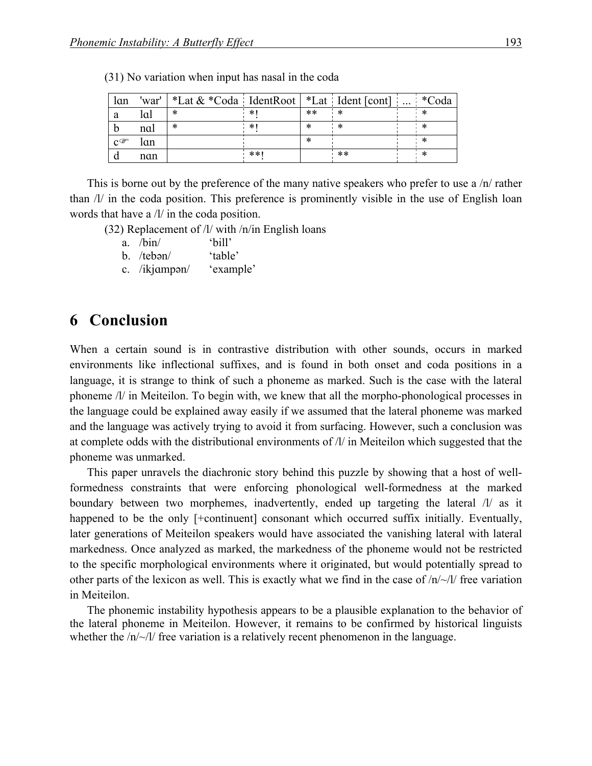(31) No variation when input has nasal in the coda

| lɑn | 'war' | *Lat & *Coda | IdentRoot | *Lat | Ident [cont] | ... | *Coda |
|---|---|---|---|---|---|---|---|
| a | lɑl | * | *! | ** | * | | * |
| b | nɑl | * | *! | * | * | | * |
| c☞ | lɑn | | | * | | | * |
| d | nɑn | | **! | | ** | | * |

This is borne out by the preference of the many native speakers who prefer to use a /n/ rather than /l/ in the coda position. This preference is prominently visible in the use of English loan words that have a /l/ in the coda position.

(32) Replacement of /l/ with /n/in English loans

a. /bin/ ‘bill’
b. /tebən/ ‘table’
c. /ikjɑmpən/ ‘example’

# 6 Conclusion

When a certain sound is in contrastive distribution with other sounds, occurs in marked environments like inflectional suffixes, and is found in both onset and coda positions in a language, it is strange to think of such a phoneme as marked. Such is the case with the lateral phoneme /l/ in Meiteilon. To begin with, we knew that all the morpho-phonological processes in the language could be explained away easily if we assumed that the lateral phoneme was marked and the language was actively trying to avoid it from surfacing. However, such a conclusion was at complete odds with the distributional environments of /l/ in Meiteilon which suggested that the phoneme was unmarked.

This paper unravels the diachronic story behind this puzzle by showing that a host of well-formedness constraints that were enforcing phonological well-formedness at the marked boundary between two morphemes, inadvertently, ended up targeting the lateral /l/ as it happened to be the only [+continuent] consonant which occurred suffix initially. Eventually, later generations of Meiteilon speakers would have associated the vanishing lateral with lateral markedness. Once analyzed as marked, the markedness of the phoneme would not be restricted to the specific morphological environments where it originated, but would potentially spread to other parts of the lexicon as well. This is exactly what we find in the case of /n/~/l/ free variation in Meiteilon.

The phonemic instability hypothesis appears to be a plausible explanation to the behavior of the lateral phoneme in Meiteilon. However, it remains to be confirmed by historical linguists whether the /n/~/l/ free variation is a relatively recent phenomenon in the language.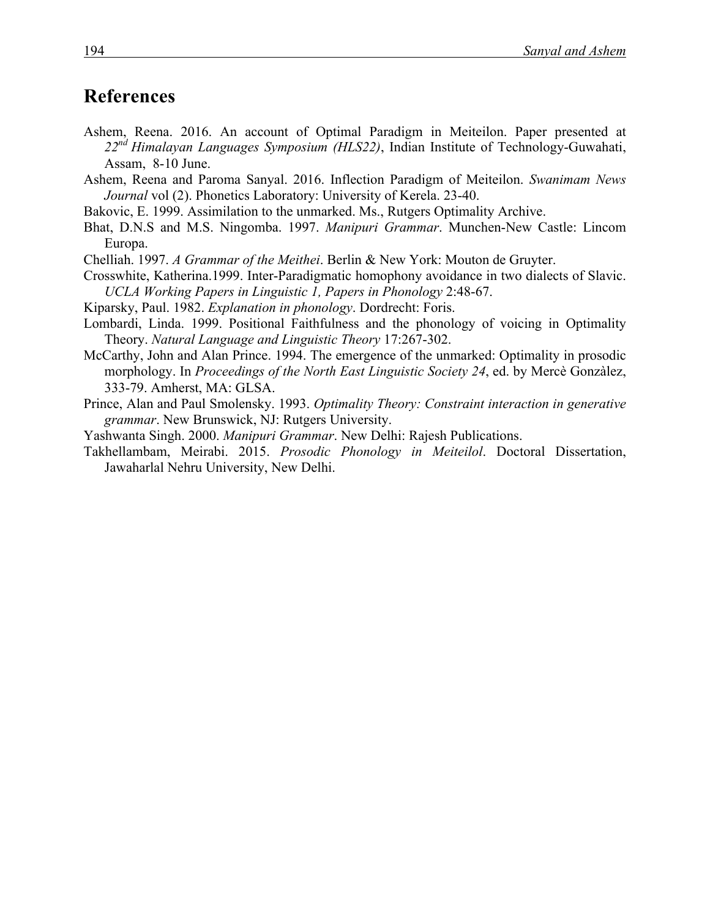## References

Ashem, Reena. 2016. An account of Optimal Paradigm in Meiteilon. Paper presented at *22nd Himalayan Languages Symposium (HLS22)*, Indian Institute of Technology-Guwahati, Assam, 8-10 June.

Ashem, Reena and Paroma Sanyal. 2016. Inflection Paradigm of Meiteilon. *Swanimam News Journal* vol (2). Phonetics Laboratory: University of Kerela. 23-40.

Bakovic, E. 1999. Assimilation to the unmarked. Ms., Rutgers Optimality Archive.

Bhat, D.N.S and M.S. Ningomba. 1997. *Manipuri Grammar*. Munchen-New Castle: Lincom Europa.

Chelliah. 1997. *A Grammar of the Meithei*. Berlin & New York: Mouton de Gruyter.

Crosswhite, Katherina.1999. Inter-Paradigmatic homophony avoidance in two dialects of Slavic. *UCLA Working Papers in Linguistic 1, Papers in Phonology* 2:48-67.

Kiparsky, Paul. 1982. *Explanation in phonology*. Dordrecht: Foris.

Lombardi, Linda. 1999. Positional Faithfulness and the phonology of voicing in Optimality Theory. *Natural Language and Linguistic Theory* 17:267-302.

McCarthy, John and Alan Prince. 1994. The emergence of the unmarked: Optimality in prosodic morphology. In *Proceedings of the North East Linguistic Society 24*, ed. by Mercè Gonzàlez, 333-79. Amherst, MA: GLSA.

Prince, Alan and Paul Smolensky. 1993. *Optimality Theory: Constraint interaction in generative grammar*. New Brunswick, NJ: Rutgers University.

Yashwanta Singh. 2000. *Manipuri Grammar*. New Delhi: Rajesh Publications.

Takhellambam, Meirabi. 2015. *Prosodic Phonology in Meiteilol*. Doctoral Dissertation, Jawaharlal Nehru University, New Delhi.